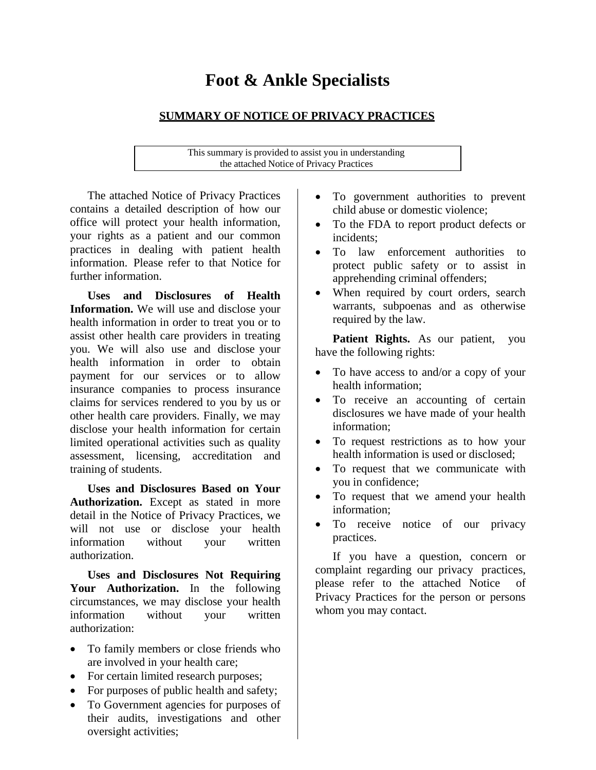# Foot & Ankle Specialists

## SUMMARY OF NOTICE OF PRIVACY PRACTICES

This summary is provided to assist you in understanding the attached Notice of Privacy Practices

The attached Notice of Privacy Practices contains a detailed description of how our office will protect your health information, your rights as a patient and our common practices in dealing with patient health information. Please refer to that Notice for further information.

**Uses and Disclosures of Health Information.** We will use and disclose your health information in order to treat you or to assist other health care providers in treating you. We will also use and disclose your health information in order to obtain payment for our services or to allow insurance companies to process insurance claims for services rendered to you by us or other health care providers. Finally, we may disclose your health information for certain limited operational activities such as quality assessment, licensing, accreditation and training of students.

**Uses and Disclosures Based on Your Authorization.** Except as stated in more detail in the Notice of Privacy Practices, we will not use or disclose your health information without your written authorization.

**Uses and Disclosures Not Requiring Your Authorization.** In the following circumstances, we may disclose your health information without your written authorization:

- To family members or close friends who are involved in your health care;
- For certain limited research purposes;
- For purposes of public health and safety;
- To Government agencies for purposes of their audits, investigations and other oversight activities;
- To government authorities to prevent child abuse or domestic violence;
- To the FDA to report product defects or incidents;
- To law enforcement authorities to protect public safety or to assist in apprehending criminal offenders;
- When required by court orders, search warrants, subpoenas and as otherwise required by the law.

**Patient Rights.** As our patient, you have the following rights:

- To have access to and/or a copy of your health information;
- To receive an accounting of certain disclosures we have made of your health information;
- To request restrictions as to how your health information is used or disclosed;
- To request that we communicate with you in confidence;
- To request that we amend your health information;
- To receive notice of our privacy practices.

If you have a question, concern or complaint regarding our privacy practices, please refer to the attached Notice of Privacy Practices for the person or persons whom you may contact.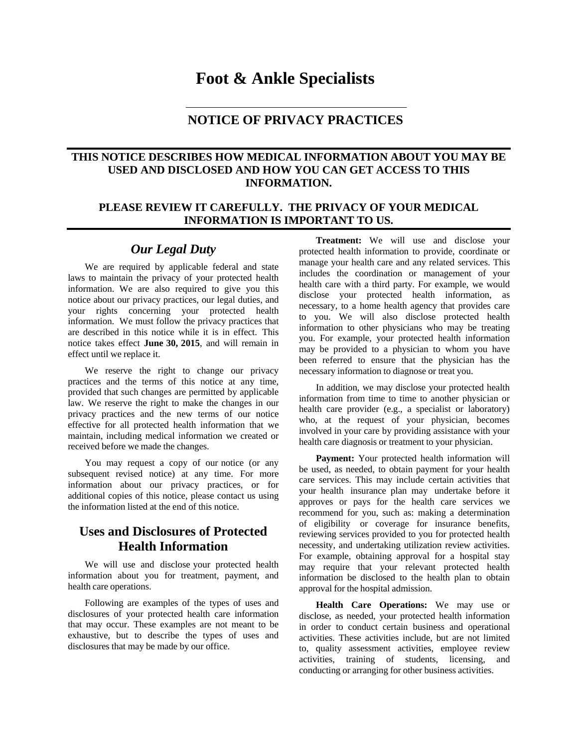# Foot & Ankle Specialists

## NOTICE OF PRIVACY PRACTICES

**THIS NOTICE DESCRIBES HOW MEDICAL INFORMATION ABOUT YOU MAY BE USED AND DISCLOSED AND HOW YOU CAN GET ACCESS TO THIS INFORMATION.**

**PLEASE REVIEW IT CAREFULLY. THE PRIVACY OF YOUR MEDICAL INFORMATION IS IMPORTANT TO US.**

## *Our Legal Duty*

We are required by applicable federal and state laws to maintain the privacy of your protected health information. We are also required to give you this notice about our privacy practices, our legal duties, and your rights concerning your protected health information. We must follow the privacy practices that are described in this notice while it is in effect. This notice takes effect **June 30, 2015**, and will remain in effect until we replace it.

We reserve the right to change our privacy practices and the terms of this notice at any time, provided that such changes are permitted by applicable law. We reserve the right to make the changes in our privacy practices and the new terms of our notice effective for all protected health information that we maintain, including medical information we created or received before we made the changes.

You may request a copy of our notice (or any subsequent revised notice) at any time. For more information about our privacy practices, or for additional copies of this notice, please contact us using the information listed at the end of this notice.

## Uses and Disclosures of Protected Health Information

We will use and disclose your protected health information about you for treatment, payment, and health care operations.

Following are examples of the types of uses and disclosures of your protected health care information that may occur. These examples are not meant to be exhaustive, but to describe the types of uses and disclosures that may be made by our office.

**Treatment:** We will use and disclose your protected health information to provide, coordinate or manage your health care and any related services. This includes the coordination or management of your health care with a third party. For example, we would disclose your protected health information, as necessary, to a home health agency that provides care to you. We will also disclose protected health information to other physicians who may be treating you. For example, your protected health information may be provided to a physician to whom you have been referred to ensure that the physician has the necessary information to diagnose or treat you.

In addition, we may disclose your protected health information from time to time to another physician or health care provider (e.g., a specialist or laboratory) who, at the request of your physician, becomes involved in your care by providing assistance with your health care diagnosis or treatment to your physician.

**Payment:** Your protected health information will be used, as needed, to obtain payment for your health care services. This may include certain activities that your health insurance plan may undertake before it approves or pays for the health care services we recommend for you, such as: making a determination of eligibility or coverage for insurance benefits, reviewing services provided to you for protected health necessity, and undertaking utilization review activities. For example, obtaining approval for a hospital stay may require that your relevant protected health information be disclosed to the health plan to obtain approval for the hospital admission.

**Health Care Operations:** We may use or disclose, as needed, your protected health information in order to conduct certain business and operational activities. These activities include, but are not limited to, quality assessment activities, employee review activities, training of students, licensing, and conducting or arranging for other business activities.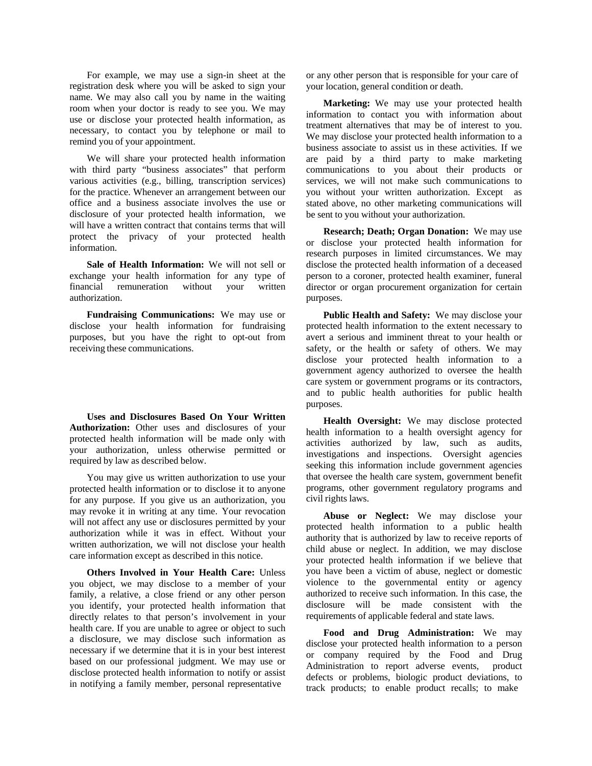For example, we may use a sign-in sheet at the registration desk where you will be asked to sign your name. We may also call you by name in the waiting room when your doctor is ready to see you. We may use or disclose your protected health information, as necessary, to contact you by telephone or mail to remind you of your appointment.

We will share your protected health information with third party "business associates" that perform various activities (e.g., billing, transcription services) for the practice. Whenever an arrangement between our office and a business associate involves the use or disclosure of your protected health information, we will have a written contract that contains terms that will protect the privacy of your protected health information.

**Sale of Health Information:** We will not sell or exchange your health information for any type of financial remuneration without your written authorization.

**Fundraising Communications:** We may use or disclose your health information for fundraising purposes, but you have the right to opt-out from receiving these communications.

**Uses and Disclosures Based On Your Written Authorization:** Other uses and disclosures of your protected health information will be made only with your authorization, unless otherwise permitted or required by law as described below.

You may give us written authorization to use your protected health information or to disclose it to anyone for any purpose. If you give us an authorization, you may revoke it in writing at any time. Your revocation will not affect any use or disclosures permitted by your authorization while it was in effect. Without your written authorization, we will not disclose your health care information except as described in this notice.

**Others Involved in Your Health Care:** Unless you object, we may disclose to a member of your family, a relative, a close friend or any other person you identify, your protected health information that directly relates to that person's involvement in your health care. If you are unable to agree or object to such a disclosure, we may disclose such information as necessary if we determine that it is in your best interest based on our professional judgment. We may use or disclose protected health information to notify or assist in notifying a family member, personal representative or any other person that is responsible for your care of your location, general condition or death.

**Marketing:** We may use your protected health information to contact you with information about treatment alternatives that may be of interest to you. We may disclose your protected health information to a business associate to assist us in these activities. If we are paid by a third party to make marketing communications to you about their products or services, we will not make such communications to you without your written authorization. Except as stated above, no other marketing communications will be sent to you without your authorization.

**Research; Death; Organ Donation:** We may use or disclose your protected health information for research purposes in limited circumstances. We may disclose the protected health information of a deceased person to a coroner, protected health examiner, funeral director or organ procurement organization for certain purposes.

**Public Health and Safety:** We may disclose your protected health information to the extent necessary to avert a serious and imminent threat to your health or safety, or the health or safety of others. We may disclose your protected health information to a government agency authorized to oversee the health care system or government programs or its contractors, and to public health authorities for public health purposes.

**Health Oversight:** We may disclose protected health information to a health oversight agency for activities authorized by law, such as audits, investigations and inspections. Oversight agencies seeking this information include government agencies that oversee the health care system, government benefit programs, other government regulatory programs and civil rights laws.

**Abuse or Neglect:** We may disclose your protected health information to a public health authority that is authorized by law to receive reports of child abuse or neglect. In addition, we may disclose your protected health information if we believe that you have been a victim of abuse, neglect or domestic violence to the governmental entity or agency authorized to receive such information. In this case, the disclosure will be made consistent with the requirements of applicable federal and state laws.

**Food and Drug Administration:** We may disclose your protected health information to a person or company required by the Food and Drug Administration to report adverse events, product defects or problems, biologic product deviations, to track products; to enable product recalls; to make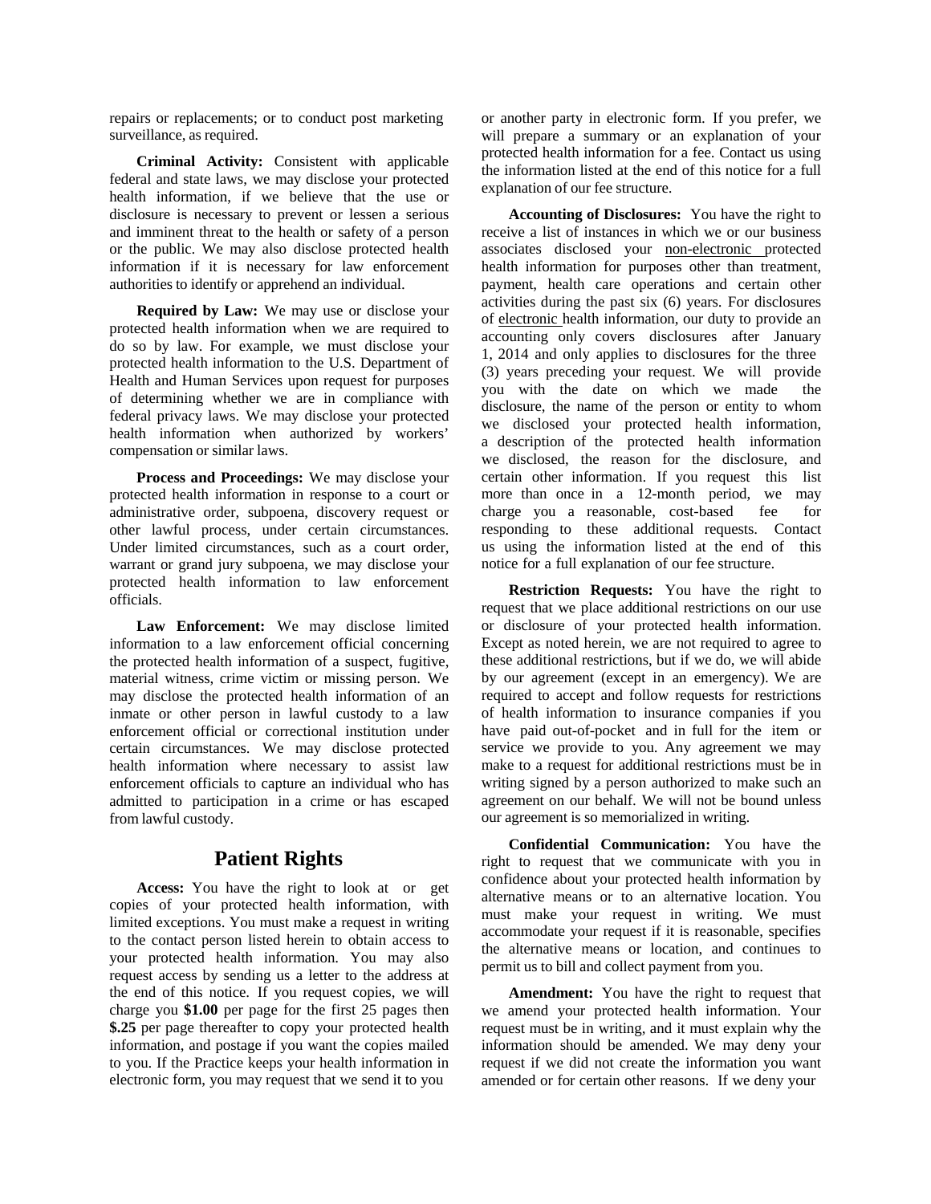repairs or replacements; or to conduct post marketing surveillance, as required.

**Criminal Activity:** Consistent with applicable federal and state laws, we may disclose your protected health information, if we believe that the use or disclosure is necessary to prevent or lessen a serious and imminent threat to the health or safety of a person or the public. We may also disclose protected health information if it is necessary for law enforcement authorities to identify or apprehend an individual.

**Required by Law:** We may use or disclose your protected health information when we are required to do so by law. For example, we must disclose your protected health information to the U.S. Department of Health and Human Services upon request for purposes of determining whether we are in compliance with federal privacy laws. We may disclose your protected health information when authorized by workers' compensation or similar laws.

**Process and Proceedings:** We may disclose your protected health information in response to a court or administrative order, subpoena, discovery request or other lawful process, under certain circumstances. Under limited circumstances, such as a court order, warrant or grand jury subpoena, we may disclose your protected health information to law enforcement officials.

**Law Enforcement:** We may disclose limited information to a law enforcement official concerning the protected health information of a suspect, fugitive, material witness, crime victim or missing person. We may disclose the protected health information of an inmate or other person in lawful custody to a law enforcement official or correctional institution under certain circumstances. We may disclose protected health information where necessary to assist law enforcement officials to capture an individual who has admitted to participation in a crime or has escaped from lawful custody.

## Patient Rights

**Access:** You have the right to look at or get copies of your protected health information, with limited exceptions. You must make a request in writing to the contact person listed herein to obtain access to your protected health information. You may also request access by sending us a letter to the address at the end of this notice. If you request copies, we will charge you **$1.00** per page for the first 25 pages then **$.25** per page thereafter to copy your protected health information, and postage if you want the copies mailed to you. If the Practice keeps your health information in electronic form, you may request that we send it to you or another party in electronic form. If you prefer, we will prepare a summary or an explanation of your protected health information for a fee. Contact us using the information listed at the end of this notice for a full explanation of our fee structure.

**Accounting of Disclosures:** You have the right to receive a list of instances in which we or our business associates disclosed your <u>non-electronic</u> protected health information for purposes other than treatment, payment, health care operations and certain other activities during the past six (6) years. For disclosures of <u>electronic</u> health information, our duty to provide an accounting only covers disclosures after January 1, 2014 and only applies to disclosures for the three (3) years preceding your request. We will provide you with the date on which we made the disclosure, the name of the person or entity to whom we disclosed your protected health information, a description of the protected health information we disclosed, the reason for the disclosure, and certain other information. If you request this list more than once in a 12-month period, we may charge you a reasonable, cost-based fee for responding to these additional requests. Contact us using the information listed at the end of this notice for a full explanation of our fee structure.

**Restriction Requests:** You have the right to request that we place additional restrictions on our use or disclosure of your protected health information. Except as noted herein, we are not required to agree to these additional restrictions, but if we do, we will abide by our agreement (except in an emergency). We are required to accept and follow requests for restrictions of health information to insurance companies if you have paid out-of-pocket and in full for the item or service we provide to you. Any agreement we may make to a request for additional restrictions must be in writing signed by a person authorized to make such an agreement on our behalf. We will not be bound unless our agreement is so memorialized in writing.

**Confidential Communication:** You have the right to request that we communicate with you in confidence about your protected health information by alternative means or to an alternative location. You must make your request in writing. We must accommodate your request if it is reasonable, specifies the alternative means or location, and continues to permit us to bill and collect payment from you.

**Amendment:** You have the right to request that we amend your protected health information. Your request must be in writing, and it must explain why the information should be amended. We may deny your request if we did not create the information you want amended or for certain other reasons. If we deny your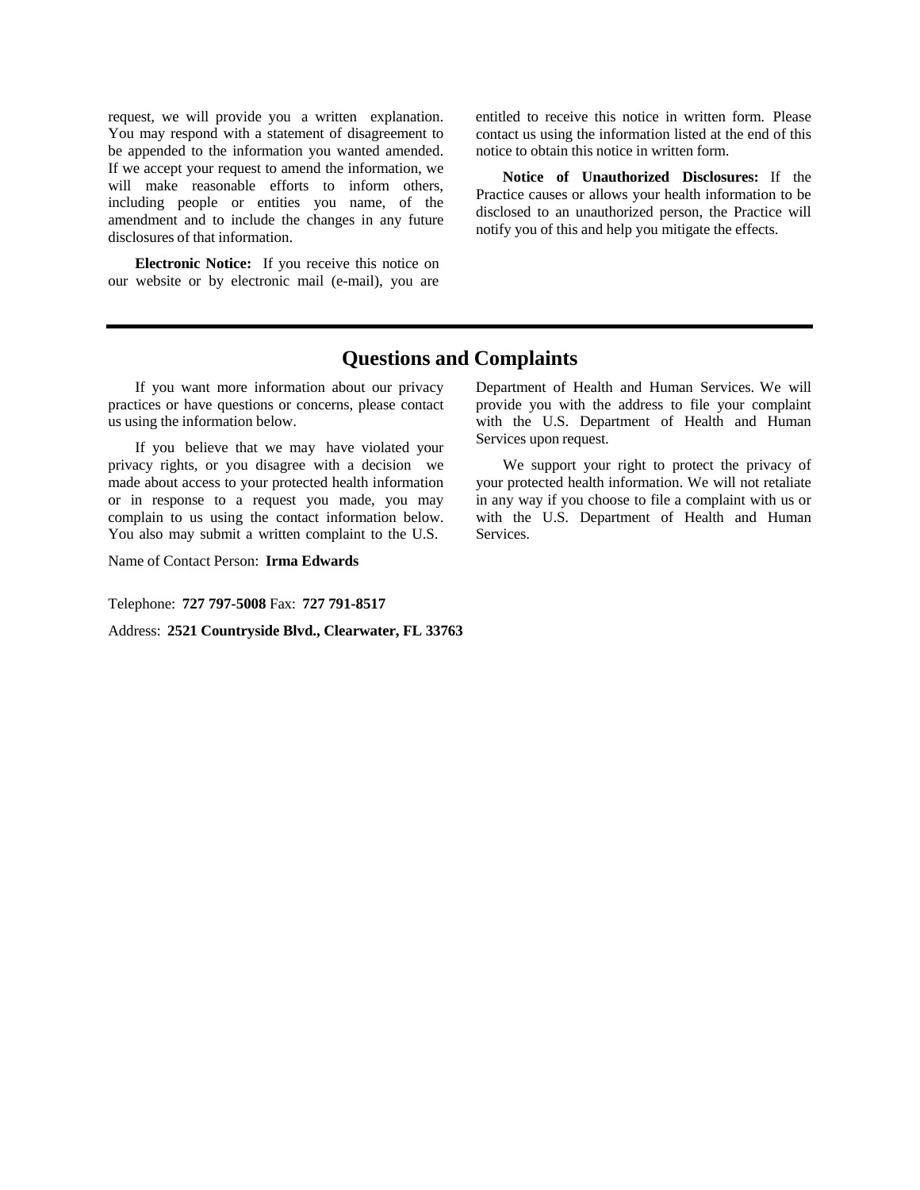request, we will provide you a written explanation. You may respond with a statement of disagreement to be appended to the information you wanted amended. If we accept your request to amend the information, we will make reasonable efforts to inform others, including people or entities you name, of the amendment and to include the changes in any future disclosures of that information.

**Electronic Notice:** If you receive this notice on our website or by electronic mail (e-mail), you are entitled to receive this notice in written form. Please contact us using the information listed at the end of this notice to obtain this notice in written form.

**Notice of Unauthorized Disclosures:** If the Practice causes or allows your health information to be disclosed to an unauthorized person, the Practice will notify you of this and help you mitigate the effects.

## Questions and Complaints

If you want more information about our privacy practices or have questions or concerns, please contact us using the information below.

If you believe that we may have violated your privacy rights, or you disagree with a decision we made about access to your protected health information or in response to a request you made, you may complain to us using the contact information below. You also may submit a written complaint to the U.S. Department of Health and Human Services. We will provide you with the address to file your complaint with the U.S. Department of Health and Human Services upon request.

We support your right to protect the privacy of your protected health information. We will not retaliate in any way if you choose to file a complaint with us or with the U.S. Department of Health and Human Services.

Name of Contact Person: **Irma Edwards**

Telephone: **727 797-5008** Fax: **727 791-8517**

Address: **2521 Countryside Blvd., Clearwater, FL 33763**